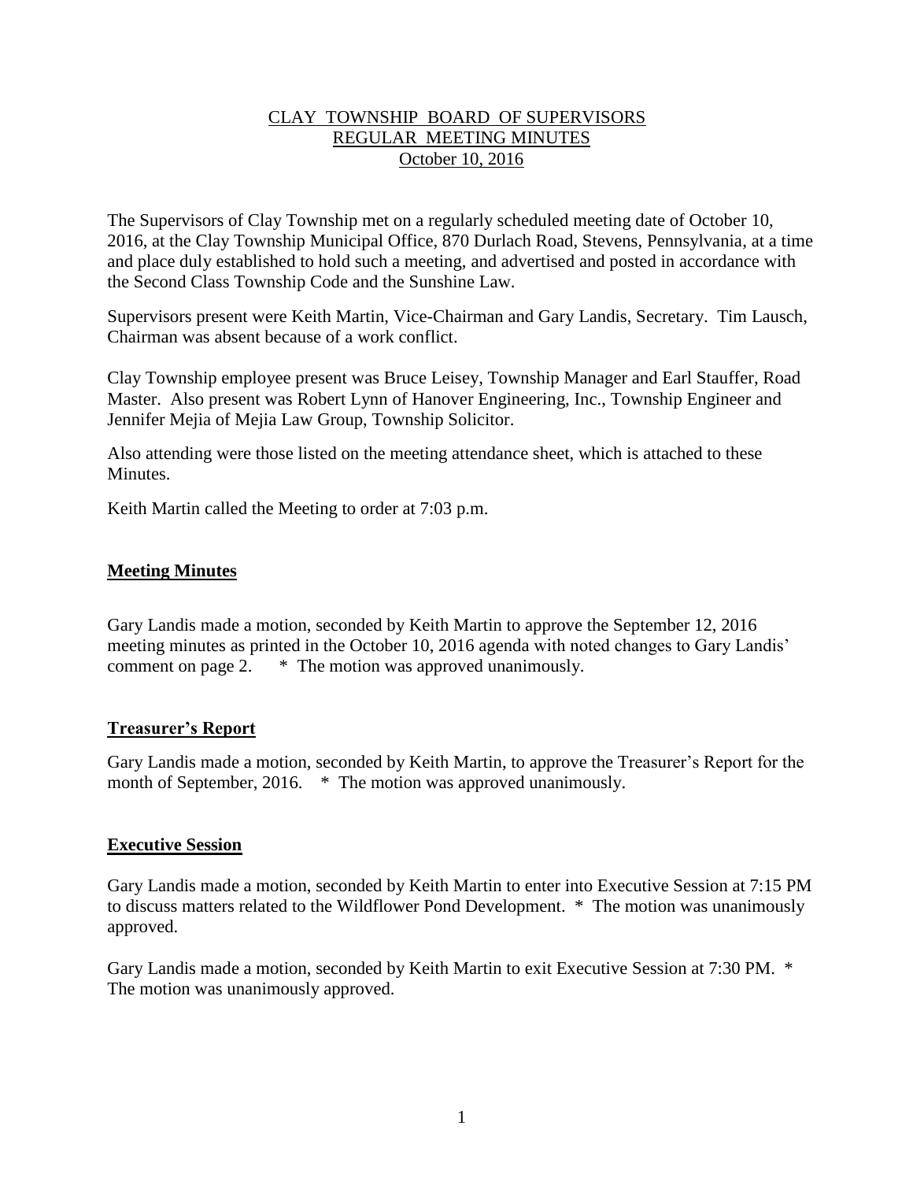# CLAY TOWNSHIP BOARD OF SUPERVISORS
## REGULAR MEETING MINUTES
### October 10, 2016

The Supervisors of Clay Township met on a regularly scheduled meeting date of October 10, 2016, at the Clay Township Municipal Office, 870 Durlach Road, Stevens, Pennsylvania, at a time and place duly established to hold such a meeting, and advertised and posted in accordance with the Second Class Township Code and the Sunshine Law.

Supervisors present were Keith Martin, Vice-Chairman and Gary Landis, Secretary. Tim Lausch, Chairman was absent because of a work conflict.

Clay Township employee present was Bruce Leisey, Township Manager and Earl Stauffer, Road Master. Also present was Robert Lynn of Hanover Engineering, Inc., Township Engineer and Jennifer Mejia of Mejia Law Group, Township Solicitor.

Also attending were those listed on the meeting attendance sheet, which is attached to these Minutes.

Keith Martin called the Meeting to order at 7:03 p.m.

## Meeting Minutes

Gary Landis made a motion, seconded by Keith Martin to approve the September 12, 2016 meeting minutes as printed in the October 10, 2016 agenda with noted changes to Gary Landis' comment on page 2. * The motion was approved unanimously.

## Treasurer's Report

Gary Landis made a motion, seconded by Keith Martin, to approve the Treasurer's Report for the month of September, 2016. * The motion was approved unanimously.

## Executive Session

Gary Landis made a motion, seconded by Keith Martin to enter into Executive Session at 7:15 PM to discuss matters related to the Wildflower Pond Development. * The motion was unanimously approved.

Gary Landis made a motion, seconded by Keith Martin to exit Executive Session at 7:30 PM. * The motion was unanimously approved.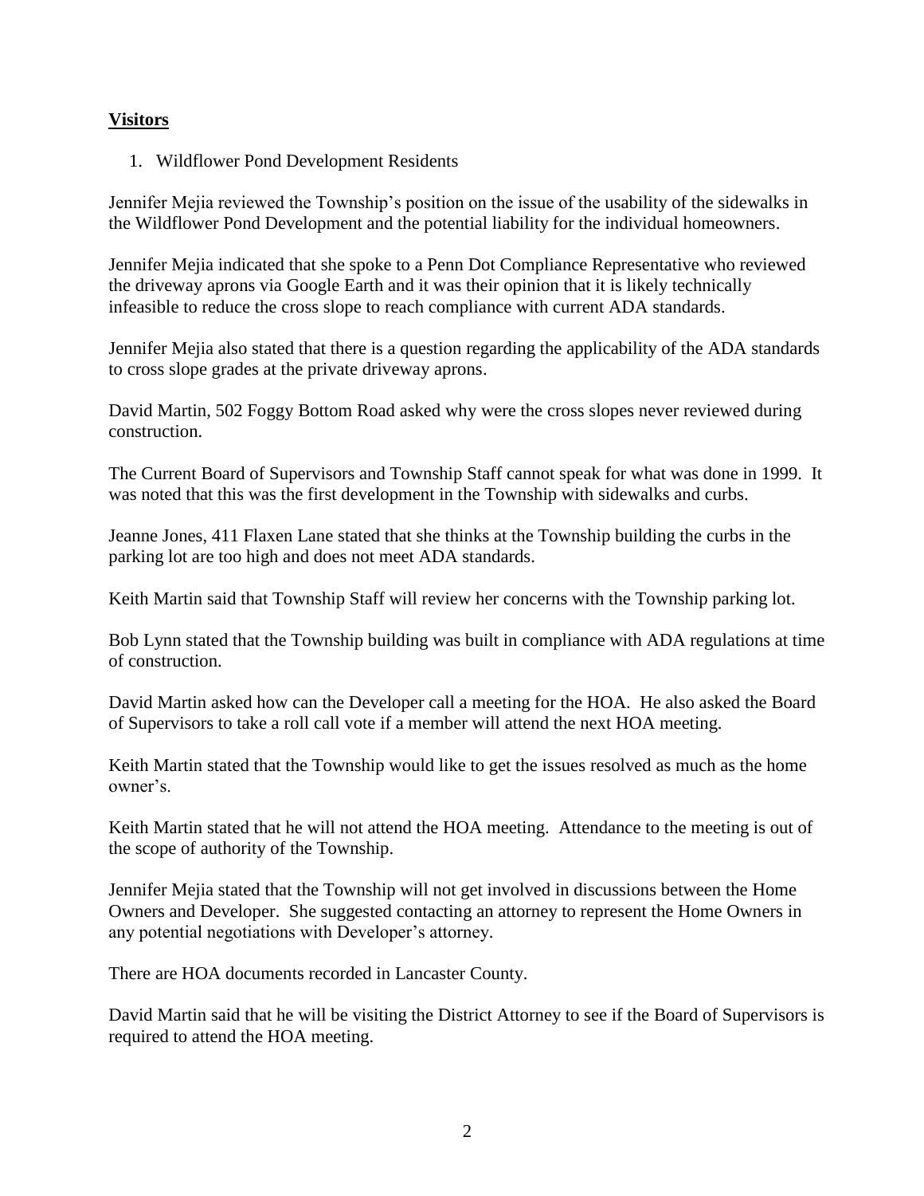**Visitors**

1. Wildflower Pond Development Residents

Jennifer Mejia reviewed the Township's position on the issue of the usability of the sidewalks in the Wildflower Pond Development and the potential liability for the individual homeowners.

Jennifer Mejia indicated that she spoke to a Penn Dot Compliance Representative who reviewed the driveway aprons via Google Earth and it was their opinion that it is likely technically infeasible to reduce the cross slope to reach compliance with current ADA standards.

Jennifer Mejia also stated that there is a question regarding the applicability of the ADA standards to cross slope grades at the private driveway aprons.

David Martin, 502 Foggy Bottom Road asked why were the cross slopes never reviewed during construction.

The Current Board of Supervisors and Township Staff cannot speak for what was done in 1999. It was noted that this was the first development in the Township with sidewalks and curbs.

Jeanne Jones, 411 Flaxen Lane stated that she thinks at the Township building the curbs in the parking lot are too high and does not meet ADA standards.

Keith Martin said that Township Staff will review her concerns with the Township parking lot.

Bob Lynn stated that the Township building was built in compliance with ADA regulations at time of construction.

David Martin asked how can the Developer call a meeting for the HOA. He also asked the Board of Supervisors to take a roll call vote if a member will attend the next HOA meeting.

Keith Martin stated that the Township would like to get the issues resolved as much as the home owner's.

Keith Martin stated that he will not attend the HOA meeting. Attendance to the meeting is out of the scope of authority of the Township.

Jennifer Mejia stated that the Township will not get involved in discussions between the Home Owners and Developer. She suggested contacting an attorney to represent the Home Owners in any potential negotiations with Developer's attorney.

There are HOA documents recorded in Lancaster County.

David Martin said that he will be visiting the District Attorney to see if the Board of Supervisors is required to attend the HOA meeting.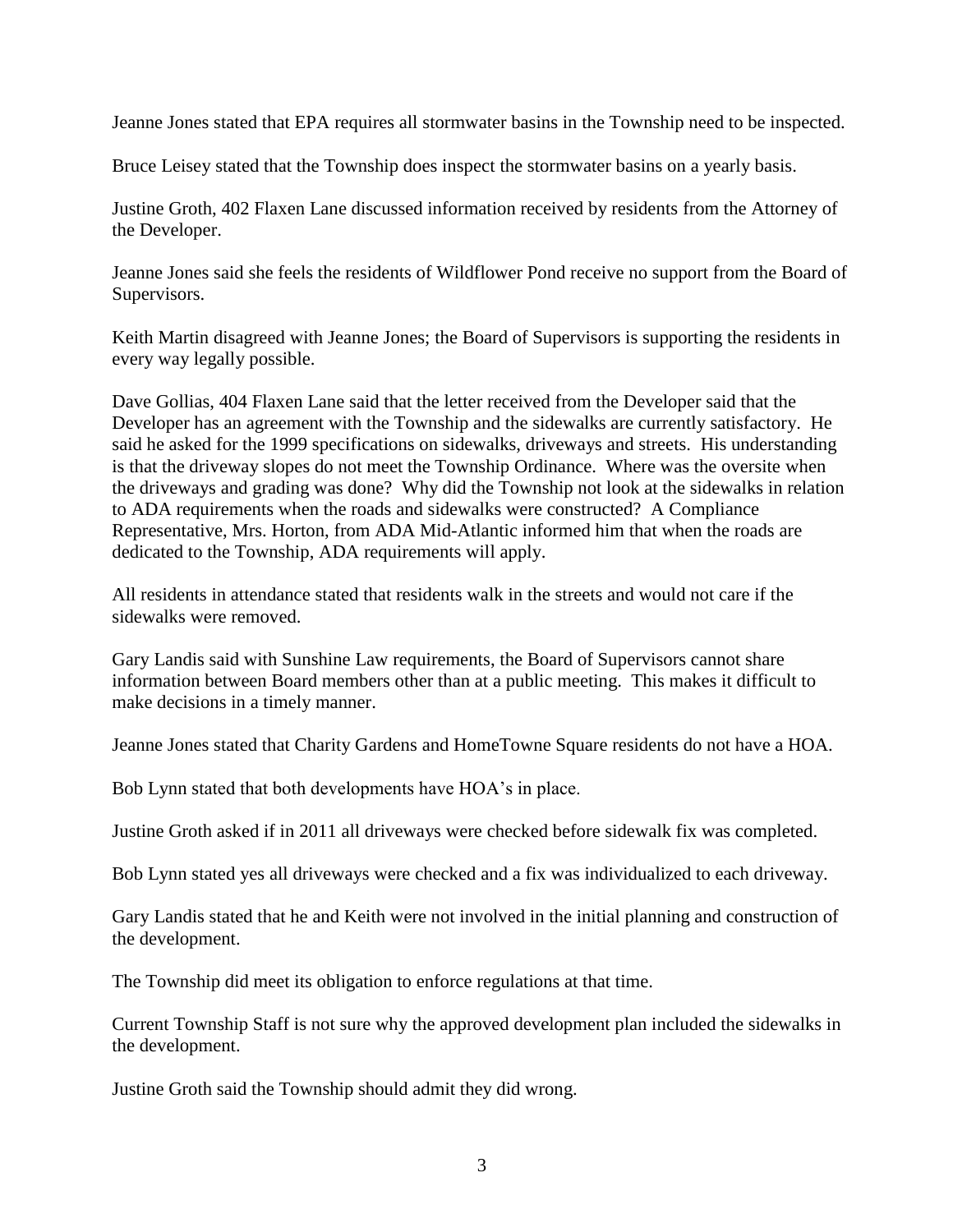Jeanne Jones stated that EPA requires all stormwater basins in the Township need to be inspected.

Bruce Leisey stated that the Township does inspect the stormwater basins on a yearly basis.

Justine Groth, 402 Flaxen Lane discussed information received by residents from the Attorney of the Developer.

Jeanne Jones said she feels the residents of Wildflower Pond receive no support from the Board of Supervisors.

Keith Martin disagreed with Jeanne Jones; the Board of Supervisors is supporting the residents in every way legally possible.

Dave Gollias, 404 Flaxen Lane said that the letter received from the Developer said that the Developer has an agreement with the Township and the sidewalks are currently satisfactory. He said he asked for the 1999 specifications on sidewalks, driveways and streets. His understanding is that the driveway slopes do not meet the Township Ordinance. Where was the oversite when the driveways and grading was done? Why did the Township not look at the sidewalks in relation to ADA requirements when the roads and sidewalks were constructed? A Compliance Representative, Mrs. Horton, from ADA Mid-Atlantic informed him that when the roads are dedicated to the Township, ADA requirements will apply.

All residents in attendance stated that residents walk in the streets and would not care if the sidewalks were removed.

Gary Landis said with Sunshine Law requirements, the Board of Supervisors cannot share information between Board members other than at a public meeting. This makes it difficult to make decisions in a timely manner.

Jeanne Jones stated that Charity Gardens and HomeTowne Square residents do not have a HOA.

Bob Lynn stated that both developments have HOA's in place.

Justine Groth asked if in 2011 all driveways were checked before sidewalk fix was completed.

Bob Lynn stated yes all driveways were checked and a fix was individualized to each driveway.

Gary Landis stated that he and Keith were not involved in the initial planning and construction of the development.

The Township did meet its obligation to enforce regulations at that time.

Current Township Staff is not sure why the approved development plan included the sidewalks in the development.

Justine Groth said the Township should admit they did wrong.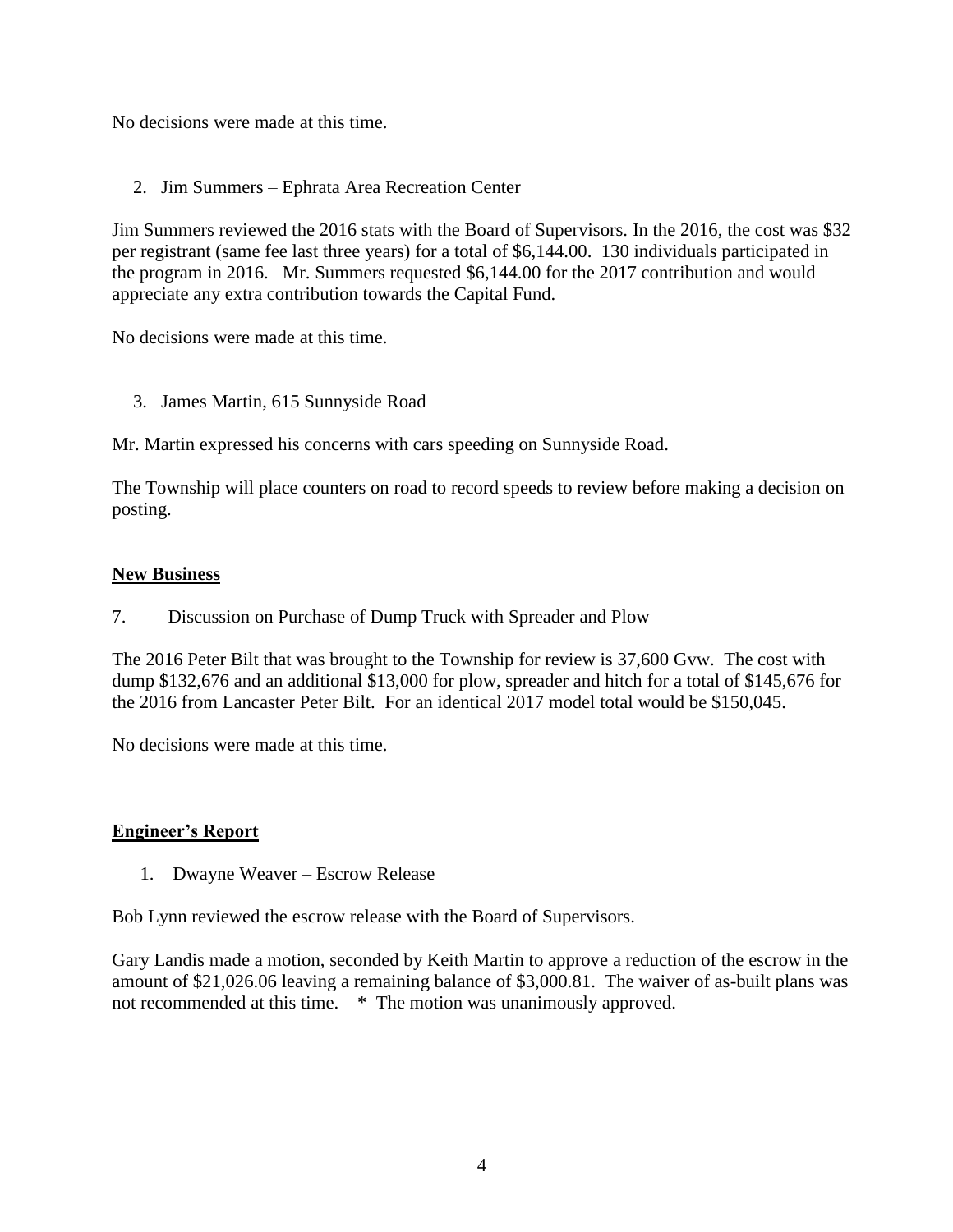No decisions were made at this time.

2. Jim Summers – Ephrata Area Recreation Center

Jim Summers reviewed the 2016 stats with the Board of Supervisors. In the 2016, the cost was $32 per registrant (same fee last three years) for a total of $6,144.00. 130 individuals participated in the program in 2016. Mr. Summers requested $6,144.00 for the 2017 contribution and would appreciate any extra contribution towards the Capital Fund.

No decisions were made at this time.

3. James Martin, 615 Sunnyside Road

Mr. Martin expressed his concerns with cars speeding on Sunnyside Road.

The Township will place counters on road to record speeds to review before making a decision on posting.

**New Business**

7. Discussion on Purchase of Dump Truck with Spreader and Plow

The 2016 Peter Bilt that was brought to the Township for review is 37,600 Gvw. The cost with dump $132,676 and an additional $13,000 for plow, spreader and hitch for a total of $145,676 for the 2016 from Lancaster Peter Bilt. For an identical 2017 model total would be $150,045.

No decisions were made at this time.

**Engineer's Report**

1. Dwayne Weaver – Escrow Release

Bob Lynn reviewed the escrow release with the Board of Supervisors.

Gary Landis made a motion, seconded by Keith Martin to approve a reduction of the escrow in the amount of $21,026.06 leaving a remaining balance of $3,000.81. The waiver of as-built plans was not recommended at this time. * The motion was unanimously approved.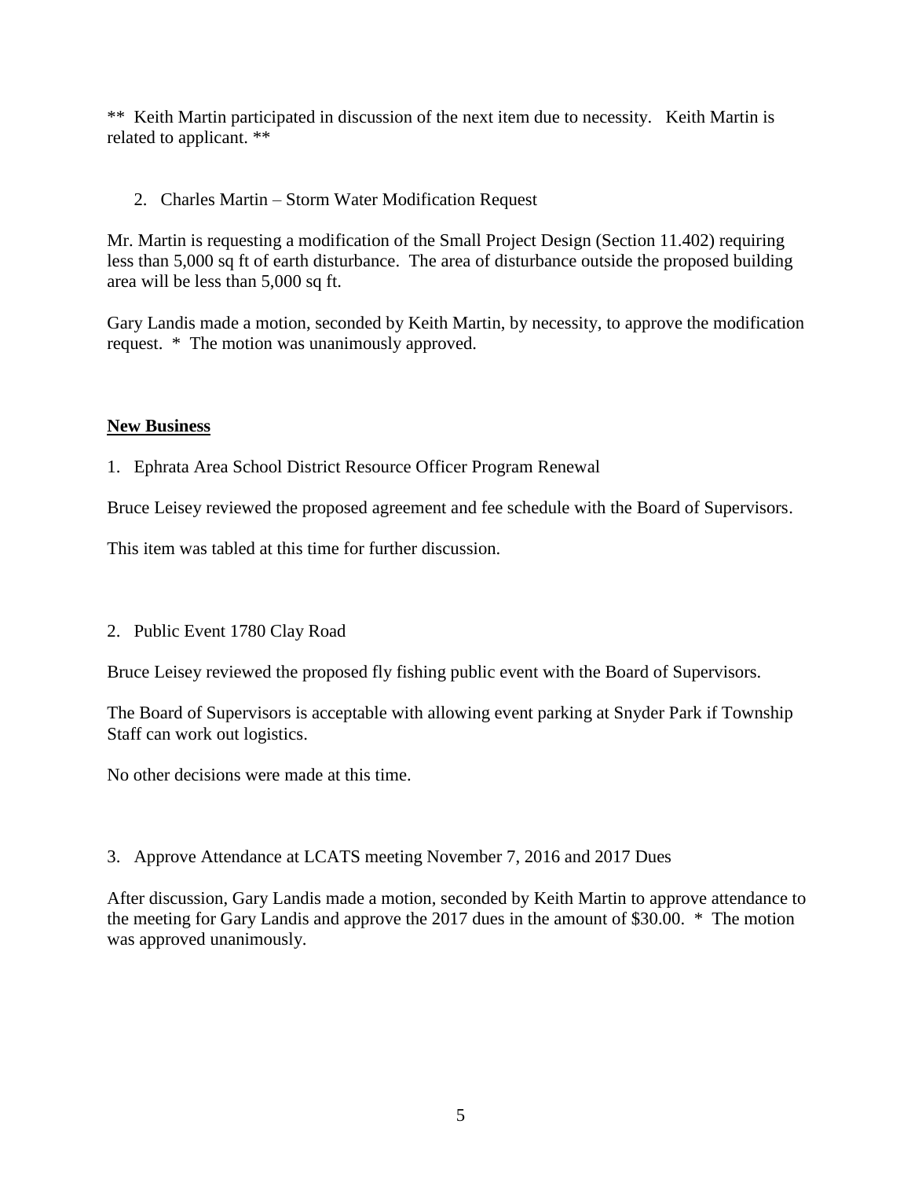** Keith Martin participated in discussion of the next item due to necessity. Keith Martin is related to applicant. **

2. Charles Martin – Storm Water Modification Request

Mr. Martin is requesting a modification of the Small Project Design (Section 11.402) requiring less than 5,000 sq ft of earth disturbance. The area of disturbance outside the proposed building area will be less than 5,000 sq ft.

Gary Landis made a motion, seconded by Keith Martin, by necessity, to approve the modification request. * The motion was unanimously approved.

**New Business**

1. Ephrata Area School District Resource Officer Program Renewal

Bruce Leisey reviewed the proposed agreement and fee schedule with the Board of Supervisors.

This item was tabled at this time for further discussion.

2. Public Event 1780 Clay Road

Bruce Leisey reviewed the proposed fly fishing public event with the Board of Supervisors.

The Board of Supervisors is acceptable with allowing event parking at Snyder Park if Township Staff can work out logistics.

No other decisions were made at this time.

3. Approve Attendance at LCATS meeting November 7, 2016 and 2017 Dues

After discussion, Gary Landis made a motion, seconded by Keith Martin to approve attendance to the meeting for Gary Landis and approve the 2017 dues in the amount of $30.00. * The motion was approved unanimously.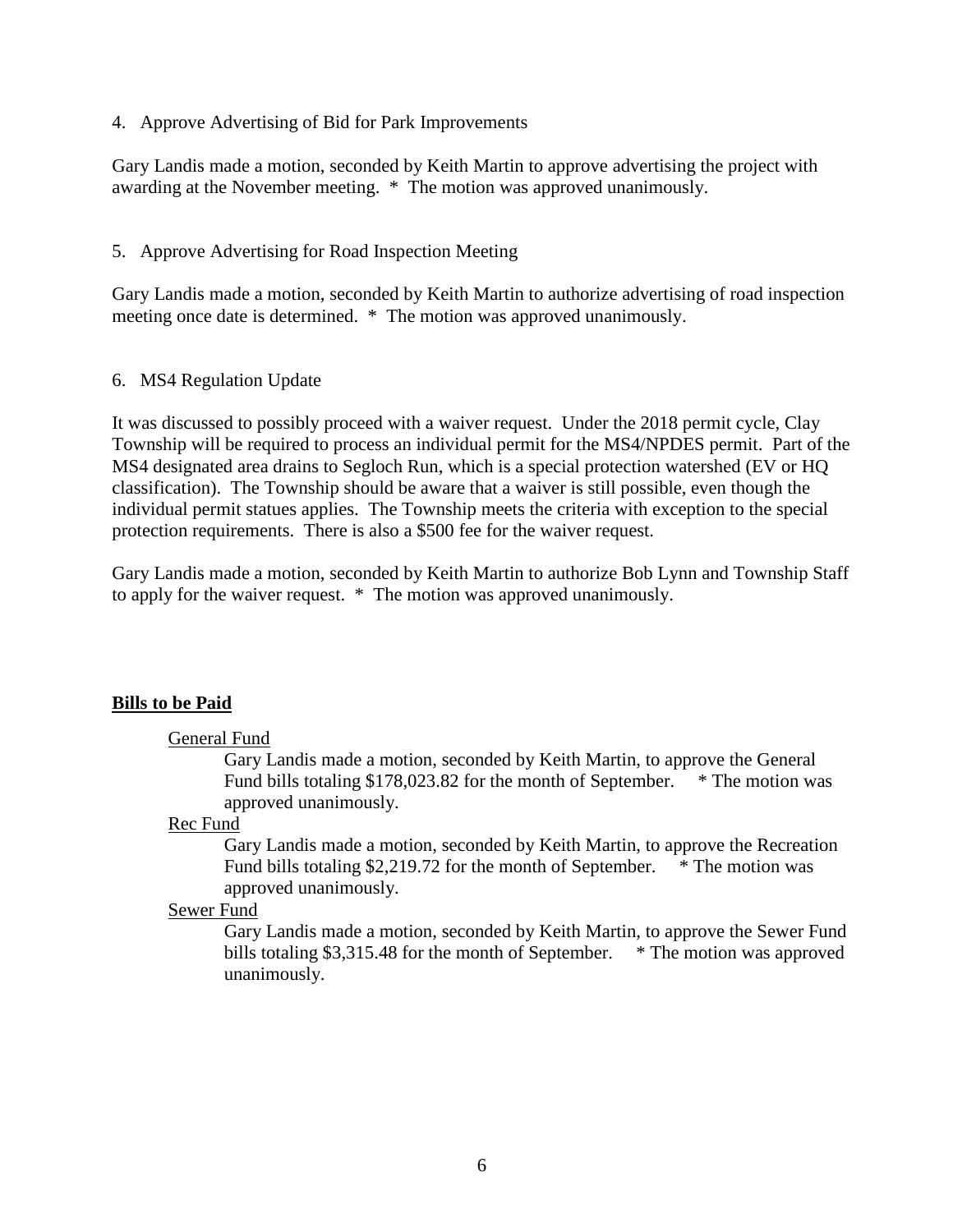4. Approve Advertising of Bid for Park Improvements

Gary Landis made a motion, seconded by Keith Martin to approve advertising the project with awarding at the November meeting. * The motion was approved unanimously.

5. Approve Advertising for Road Inspection Meeting

Gary Landis made a motion, seconded by Keith Martin to authorize advertising of road inspection meeting once date is determined. * The motion was approved unanimously.

6. MS4 Regulation Update

It was discussed to possibly proceed with a waiver request. Under the 2018 permit cycle, Clay Township will be required to process an individual permit for the MS4/NPDES permit. Part of the MS4 designated area drains to Segloch Run, which is a special protection watershed (EV or HQ classification). The Township should be aware that a waiver is still possible, even though the individual permit statues applies. The Township meets the criteria with exception to the special protection requirements. There is also a $500 fee for the waiver request.

Gary Landis made a motion, seconded by Keith Martin to authorize Bob Lynn and Township Staff to apply for the waiver request. * The motion was approved unanimously.

**Bills to be Paid**

General Fund

Gary Landis made a motion, seconded by Keith Martin, to approve the General Fund bills totaling $178,023.82 for the month of September. * The motion was approved unanimously.

Rec Fund

Gary Landis made a motion, seconded by Keith Martin, to approve the Recreation Fund bills totaling $2,219.72 for the month of September. * The motion was approved unanimously.

Sewer Fund

Gary Landis made a motion, seconded by Keith Martin, to approve the Sewer Fund bills totaling $3,315.48 for the month of September. * The motion was approved unanimously.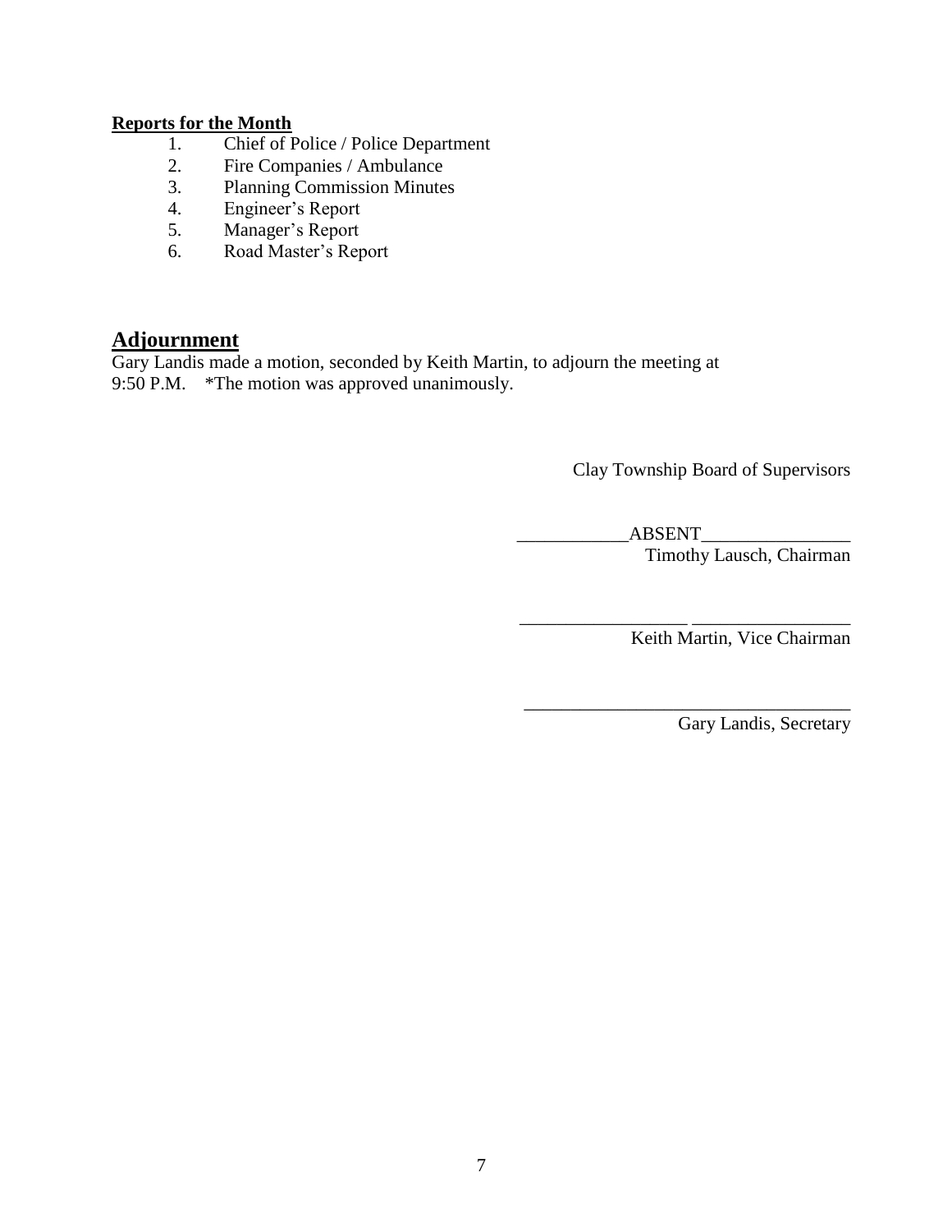**Reports for the Month**

1. Chief of Police / Police Department
2. Fire Companies / Ambulance
3. Planning Commission Minutes
4. Engineer's Report
5. Manager's Report
6. Road Master's Report

## Adjournment

Gary Landis made a motion, seconded by Keith Martin, to adjourn the meeting at 9:50 P.M. *The motion was approved unanimously.

Clay Township Board of Supervisors

____________ABSENT________________
Timothy Lausch, Chairman

__________________ _________________
Keith Martin, Vice Chairman

___________________________________
Gary Landis, Secretary